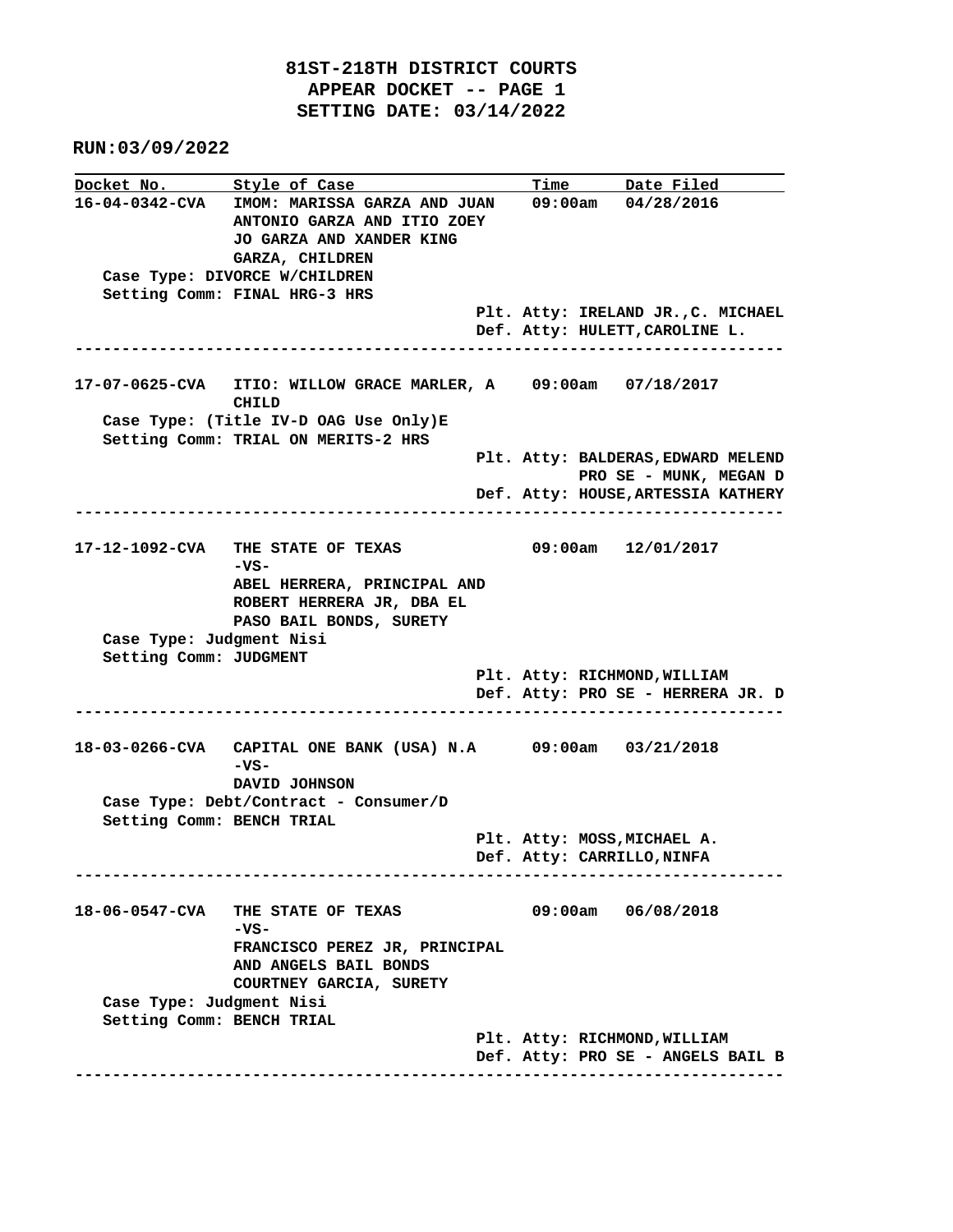# 81ST-218TH DISTRICT COURTS
## APPEAR DOCKET -- PAGE 1
## SETTING DATE: 03/14/2022

**RUN:03/09/2022**

| Docket No. | Style of Case | Time | Date Filed |
|---|---|---|---|
| 16-04-0342-CVA | IMOM: MARISSA GARZA AND JUAN ANTONIO GARZA AND ITIO ZOEY JO GARZA AND XANDER KING GARZA, CHILDREN | 09:00am | 04/28/2016 |

Case Type: DIVORCE W/CHILDREN
Setting Comm: FINAL HRG-3 HRS
Plt. Atty: IRELAND JR.,C. MICHAEL
Def. Atty: HULETT,CAROLINE L.

---

| Docket No. | Style of Case | Time | Date Filed |
|---|---|---|---|
| 17-07-0625-CVA | ITIO: WILLOW GRACE MARLER, A CHILD | 09:00am | 07/18/2017 |

Case Type: (Title IV-D OAG Use Only)E
Setting Comm: TRIAL ON MERITS-2 HRS
Plt. Atty: BALDERAS,EDWARD MELEND
PRO SE - MUNK, MEGAN D
Def. Atty: HOUSE,ARTESSIA KATHERY

---

| Docket No. | Style of Case | Time | Date Filed |
|---|---|---|---|
| 17-12-1092-CVA | THE STATE OF TEXAS -VS- ABEL HERRERA, PRINCIPAL AND ROBERT HERRERA JR, DBA EL PASO BAIL BONDS, SURETY | 09:00am | 12/01/2017 |

Case Type: Judgment Nisi
Setting Comm: JUDGMENT
Plt. Atty: RICHMOND,WILLIAM
Def. Atty: PRO SE - HERRERA JR. D

---

| Docket No. | Style of Case | Time | Date Filed |
|---|---|---|---|
| 18-03-0266-CVA | CAPITAL ONE BANK (USA) N.A -VS- DAVID JOHNSON | 09:00am | 03/21/2018 |

Case Type: Debt/Contract - Consumer/D
Setting Comm: BENCH TRIAL
Plt. Atty: MOSS,MICHAEL A.
Def. Atty: CARRILLO,NINFA

---

| Docket No. | Style of Case | Time | Date Filed |
|---|---|---|---|
| 18-06-0547-CVA | THE STATE OF TEXAS -VS- FRANCISCO PEREZ JR, PRINCIPAL AND ANGELS BAIL BONDS COURTNEY GARCIA, SURETY | 09:00am | 06/08/2018 |

Case Type: Judgment Nisi
Setting Comm: BENCH TRIAL
Plt. Atty: RICHMOND,WILLIAM
Def. Atty: PRO SE - ANGELS BAIL B

---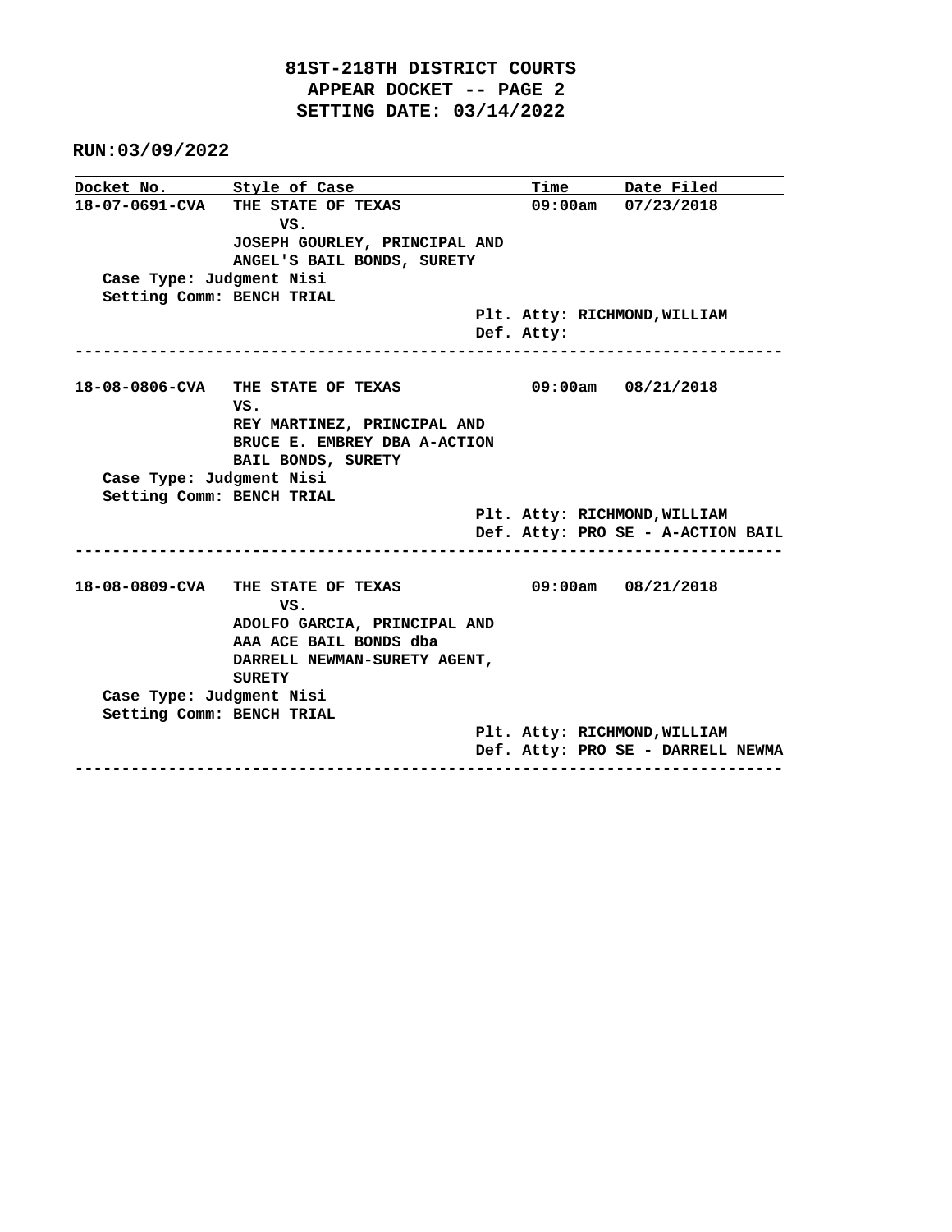**81ST-218TH DISTRICT COURTS**
**APPEAR DOCKET -- PAGE 2**
**SETTING DATE: 03/14/2022**

**RUN:03/09/2022**

| Docket No. | Style of Case | Time | Date Filed |
|---|---|---|---|
| 18-07-0691-CVA | THE STATE OF TEXAS VS. JOSEPH GOURLEY, PRINCIPAL AND ANGEL'S BAIL BONDS, SURETY | 09:00am | 07/23/2018 |

Case Type: Judgment Nisi
Setting Comm: BENCH TRIAL

Plt. Atty: RICHMOND,WILLIAM
Def. Atty:

---

| Docket No. | Style of Case | Time | Date Filed |
|---|---|---|---|
| 18-08-0806-CVA | THE STATE OF TEXAS VS. REY MARTINEZ, PRINCIPAL AND BRUCE E. EMBREY DBA A-ACTION BAIL BONDS, SURETY | 09:00am | 08/21/2018 |

Case Type: Judgment Nisi
Setting Comm: BENCH TRIAL

Plt. Atty: RICHMOND,WILLIAM
Def. Atty: PRO SE - A-ACTION BAIL

---

| Docket No. | Style of Case | Time | Date Filed |
|---|---|---|---|
| 18-08-0809-CVA | THE STATE OF TEXAS VS. ADOLFO GARCIA, PRINCIPAL AND AAA ACE BAIL BONDS dba DARRELL NEWMAN-SURETY AGENT, SURETY | 09:00am | 08/21/2018 |

Case Type: Judgment Nisi
Setting Comm: BENCH TRIAL

Plt. Atty: RICHMOND,WILLIAM
Def. Atty: PRO SE - DARRELL NEWMA

---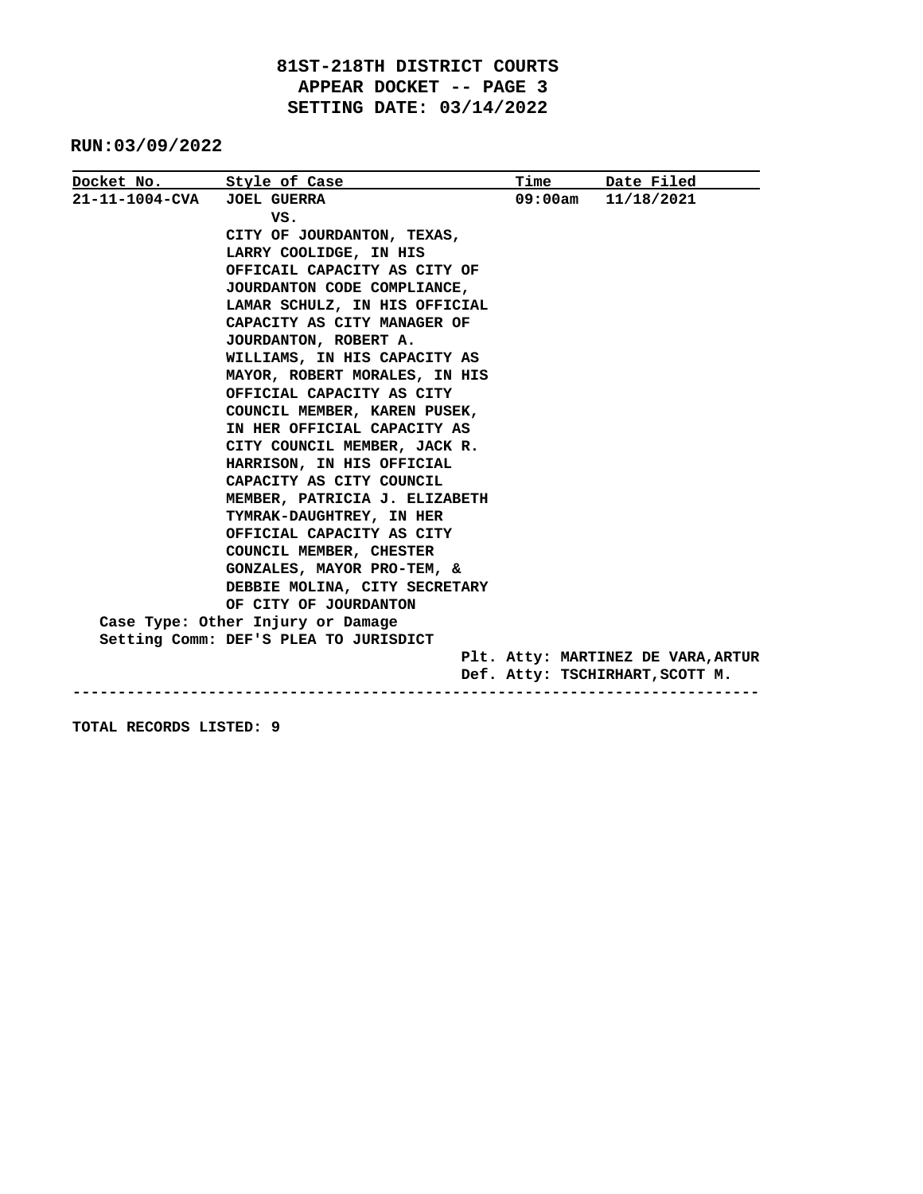**81ST-218TH DISTRICT COURTS**
**APPEAR DOCKET -- PAGE 3**
**SETTING DATE: 03/14/2022**

**RUN:03/09/2022**

| Docket No. | Style of Case | Time | Date Filed |
|---|---|---|---|
| 21-11-1004-CVA | JOEL GUERRA VS. CITY OF JOURDANTON, TEXAS, LARRY COOLIDGE, IN HIS OFFICAIL CAPACITY AS CITY OF JOURDANTON CODE COMPLIANCE, LAMAR SCHULZ, IN HIS OFFICIAL CAPACITY AS CITY MANAGER OF JOURDANTON, ROBERT A. WILLIAMS, IN HIS CAPACITY AS MAYOR, ROBERT MORALES, IN HIS OFFICIAL CAPACITY AS CITY COUNCIL MEMBER, KAREN PUSEK, IN HER OFFICIAL CAPACITY AS CITY COUNCIL MEMBER, JACK R. HARRISON, IN HIS OFFICIAL CAPACITY AS CITY COUNCIL MEMBER, PATRICIA J. ELIZABETH TYMRAK-DAUGHTREY, IN HER OFFICIAL CAPACITY AS CITY COUNCIL MEMBER, CHESTER GONZALES, MAYOR PRO-TEM, & DEBBIE MOLINA, CITY SECRETARY OF CITY OF JOURDANTON | 09:00am | 11/18/2021 |

Case Type: Other Injury or Damage
Setting Comm: DEF'S PLEA TO JURISDICT

Plt. Atty: MARTINEZ DE VARA,ARTUR
Def. Atty: TSCHIRHART,SCOTT M.

---

**TOTAL RECORDS LISTED: 9**